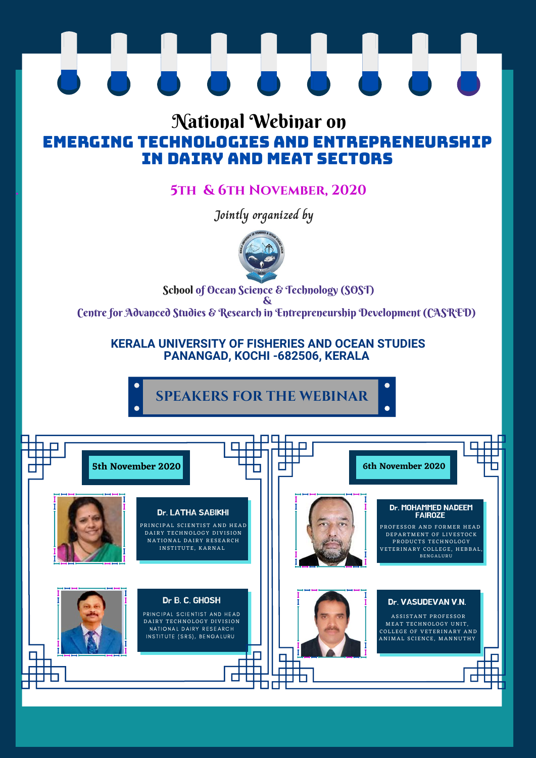# National Webinar on

# EMERGING TECHNOLOGIES AND ENTREPRENEURSHIP IN DAIRY AND MEAT SECTORS

**5TH & 6TH NOVEMBER, 2020**

*Jointly organized by*

School of Ocean Science & Technology (SOST)
&
Centre for Advanced Studies & Research in Entrepreneurship Development (CASRED)

**KERALA UNIVERSITY OF FISHERIES AND OCEAN STUDIES**
**PANANGAD, KOCHI -682506, KERALA**

## SPEAKERS FOR THE WEBINAR

### 5th November 2020

**Dr. LATHA SABIKHI**
PRINCIPAL SCIENTIST AND HEAD
DAIRY TECHNOLOGY DIVISION
NATIONAL DAIRY RESEARCH INSTITUTE, KARNAL

**Dr B. C. GHOSH**
PRINCIPAL SCIENTIST AND HEAD
DAIRY TECHNOLOGY DIVISION
NATIONAL DAIRY RESEARCH INSTITUTE (SRS), BENGALURU

### 6th November 2020

**Dr. MOHAMMED NADEEM FAIROZE**
PROFESSOR AND FORMER HEAD
DEPARTMENT OF LIVESTOCK PRODUCTS TECHNOLOGY
VETERINARY COLLEGE, HEBBAL, BENGALURU

**Dr. VASUDEVAN V.N.**
ASSISTANT PROFESSOR
MEAT TECHNOLOGY UNIT,
COLLEGE OF VETERINARY AND ANIMAL SCIENCE, MANNUTHY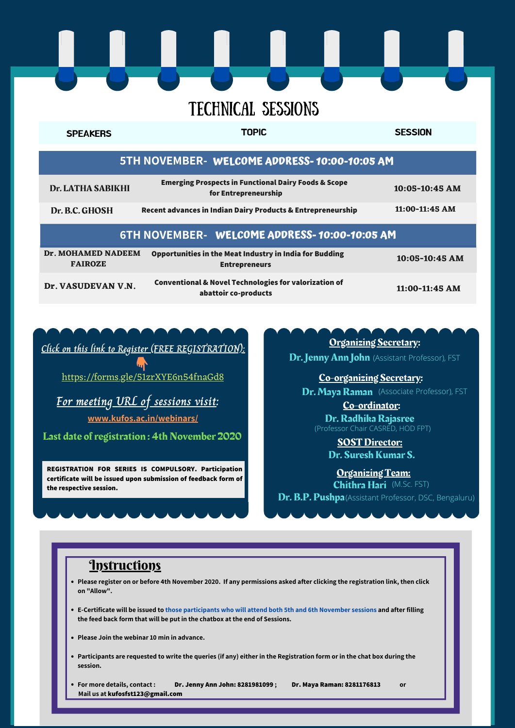# TECHNICAL SESSIONS

| SPEAKERS | TOPIC | SESSION |
|---|---|---|
| **5TH NOVEMBER- WELCOME ADDRESS- 10:00-10:05 AM** | | |
| Dr. LATHA SABIKHI | Emerging Prospects in Functional Dairy Foods & Scope for Entrepreneurship | 10:05-10:45 AM |
| Dr. B.C. GHOSH | Recent advances in Indian Dairy Products & Entrepreneurship | 11:00-11:45 AM |
| **6TH NOVEMBER- WELCOME ADDRESS- 10:00-10:05 AM** | | |
| Dr. MOHAMED NADEEM FAIROZE | Opportunities in the Meat Industry in India for Budding Entrepreneurs | 10:05-10:45 AM |
| Dr. VASUDEVAN V.N. | Conventional & Novel Technologies for valorization of abattoir co-products | 11:00-11:45 AM |

*Click on this link to Register (FREE REGISTRATION):*

https://forms.gle/51zrXYE6n54fnaGd8

*For meeting URL of sessions visit:*

**www.kufos.ac.in/webinars/**

**Last date of registration : 4th November 2020**

**REGISTRATION FOR SERIES IS COMPULSORY. Participation certificate will be issued upon submission of feedback form of the respective session.**

**Organizing Secretary:**
**Dr. Jenny Ann John** (Assistant Professor), FST

**Co-organizing Secretary:**
**Dr. Maya Raman** (Associate Professor), FST

**Co-ordinator:**
**Dr. Radhika Rajasree**
(Professor Chair CASRED, HOD FPT)

**SOST Director:**
**Dr. Suresh Kumar S.**

**Organizing Team:**
**Chithra Hari** (M.Sc. FST)
**Dr. B.P. Pushpa** (Assistant Professor, DSC, Bengaluru)

## Instructions

- **Please register on or before 4th November 2020. If any permissions asked after clicking the registration link, then click on "Allow".**
- **E-Certificate will be issued to those participants who will attend both 5th and 6th November sessions and after filling the feed back form that will be put in the chatbox at the end of Sessions.**
- **Please Join the webinar 10 min in advance.**
- **Participants are requested to write the queries (if any) either in the Registration form or in the chat box during the session.**
- **For more details, contact : Dr. Jenny Ann John: 8281981099 ; Dr. Maya Raman: 8281176813 or Mail us at kufosfst123@gmail.com**